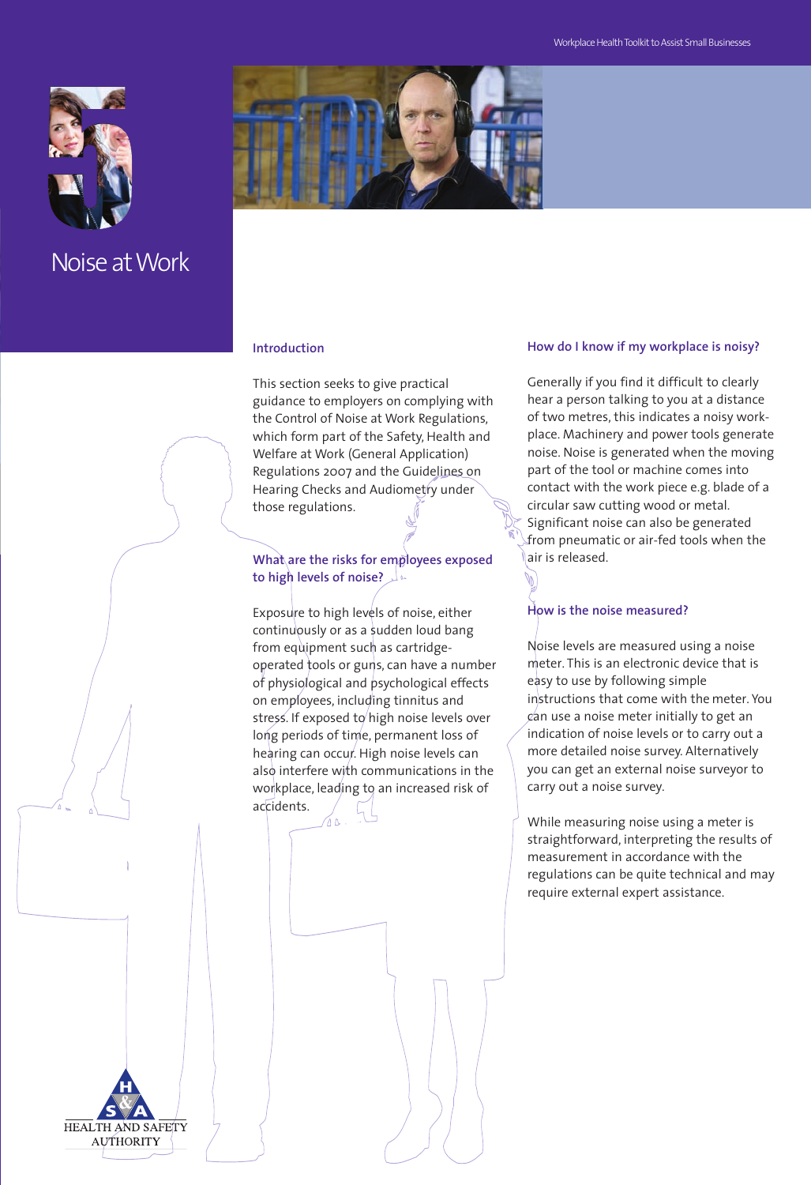# 5 Noise at Work

## Introduction

This section seeks to give practical guidance to employers on complying with the Control of Noise at Work Regulations, which form part of the Safety, Health and Welfare at Work (General Application) Regulations 2007 and the Guidelines on Hearing Checks and Audiometry under those regulations.

## What are the risks for employees exposed to high levels of noise?

Exposure to high levels of noise, either continuously or as a sudden loud bang from equipment such as cartridge-operated tools or guns, can have a number of physiological and psychological effects on employees, including tinnitus and stress. If exposed to high noise levels over long periods of time, permanent loss of hearing can occur. High noise levels can also interfere with communications in the workplace, leading to an increased risk of accidents.

## How do I know if my workplace is noisy?

Generally if you find it difficult to clearly hear a person talking to you at a distance of two metres, this indicates a noisy workplace. Machinery and power tools generate noise. Noise is generated when the moving part of the tool or machine comes into contact with the work piece e.g. blade of a circular saw cutting wood or metal. Significant noise can also be generated from pneumatic or air-fed tools when the air is released.

## How is the noise measured?

Noise levels are measured using a noise meter. This is an electronic device that is easy to use by following simple instructions that come with the meter. You can use a noise meter initially to get an indication of noise levels or to carry out a more detailed noise survey. Alternatively you can get an external noise surveyor to carry out a noise survey.

While measuring noise using a meter is straightforward, interpreting the results of measurement in accordance with the regulations can be quite technical and may require external expert assistance.

HEALTH AND SAFETY AUTHORITY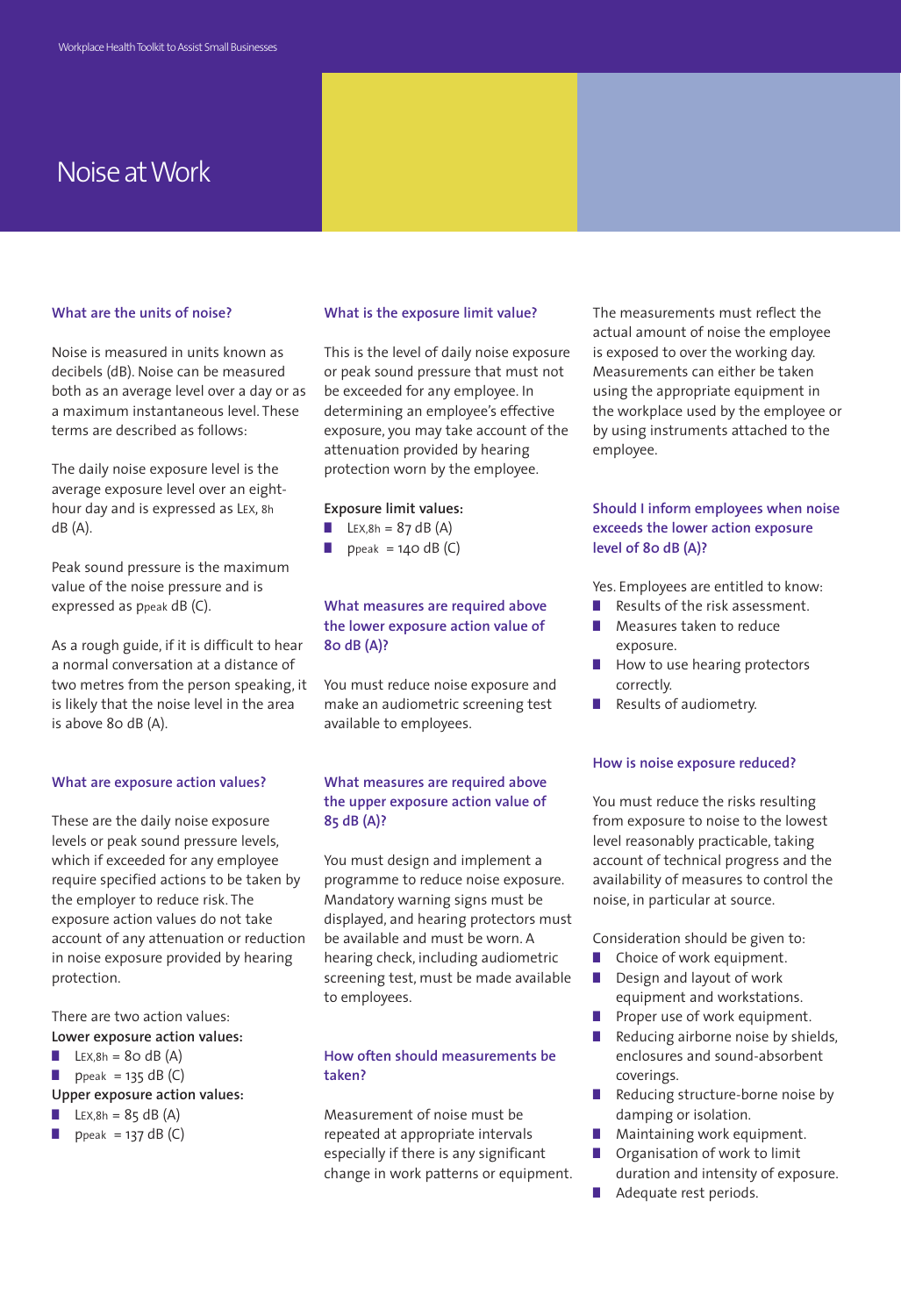# Noise at Work

### What are the units of noise?

Noise is measured in units known as decibels (dB). Noise can be measured both as an average level over a day or as a maximum instantaneous level. These terms are described as follows:

The daily noise exposure level is the average exposure level over an eight-hour day and is expressed as $L_{EX,\,8h}$ dB (A).

Peak sound pressure is the maximum value of the noise pressure and is expressed as $p_{peak}$ dB (C).

As a rough guide, if it is difficult to hear a normal conversation at a distance of two metres from the person speaking, it is likely that the noise level in the area is above 80 dB (A).

### What are exposure action values?

These are the daily noise exposure levels or peak sound pressure levels, which if exceeded for any employee require specified actions to be taken by the employer to reduce risk. The exposure action values do not take account of any attenuation or reduction in noise exposure provided by hearing protection.

There are two action values:

**Lower exposure action values:**

- $L_{EX,8h}$ = 80 dB (A)
- $p_{peak}$ = 135 dB (C)

**Upper exposure action values:**

- $L_{EX,8h}$ = 85 dB (A)
- $p_{peak}$ = 137 dB (C)

### What is the exposure limit value?

This is the level of daily noise exposure or peak sound pressure that must not be exceeded for any employee. In determining an employee's effective exposure, you may take account of the attenuation provided by hearing protection worn by the employee.

**Exposure limit values:**

- $L_{EX,8h}$ = 87 dB (A)
- $p_{peak}$ = 140 dB (C)

### What measures are required above the lower exposure action value of 80 dB (A)?

You must reduce noise exposure and make an audiometric screening test available to employees.

### What measures are required above the upper exposure action value of 85 dB (A)?

You must design and implement a programme to reduce noise exposure. Mandatory warning signs must be displayed, and hearing protectors must be available and must be worn. A hearing check, including audiometric screening test, must be made available to employees.

### How often should measurements be taken?

Measurement of noise must be repeated at appropriate intervals especially if there is any significant change in work patterns or equipment.

The measurements must reflect the actual amount of noise the employee is exposed to over the working day. Measurements can either be taken using the appropriate equipment in the workplace used by the employee or by using instruments attached to the employee.

### Should I inform employees when noise exceeds the lower action exposure level of 80 dB (A)?

Yes. Employees are entitled to know:

- Results of the risk assessment.
- Measures taken to reduce exposure.
- How to use hearing protectors correctly.
- Results of audiometry.

### How is noise exposure reduced?

You must reduce the risks resulting from exposure to noise to the lowest level reasonably practicable, taking account of technical progress and the availability of measures to control the noise, in particular at source.

Consideration should be given to:

- Choice of work equipment.
- Design and layout of work equipment and workstations.
- Proper use of work equipment.
- Reducing airborne noise by shields, enclosures and sound-absorbent coverings.
- Reducing structure-borne noise by damping or isolation.
- Maintaining work equipment.
- Organisation of work to limit duration and intensity of exposure.
- Adequate rest periods.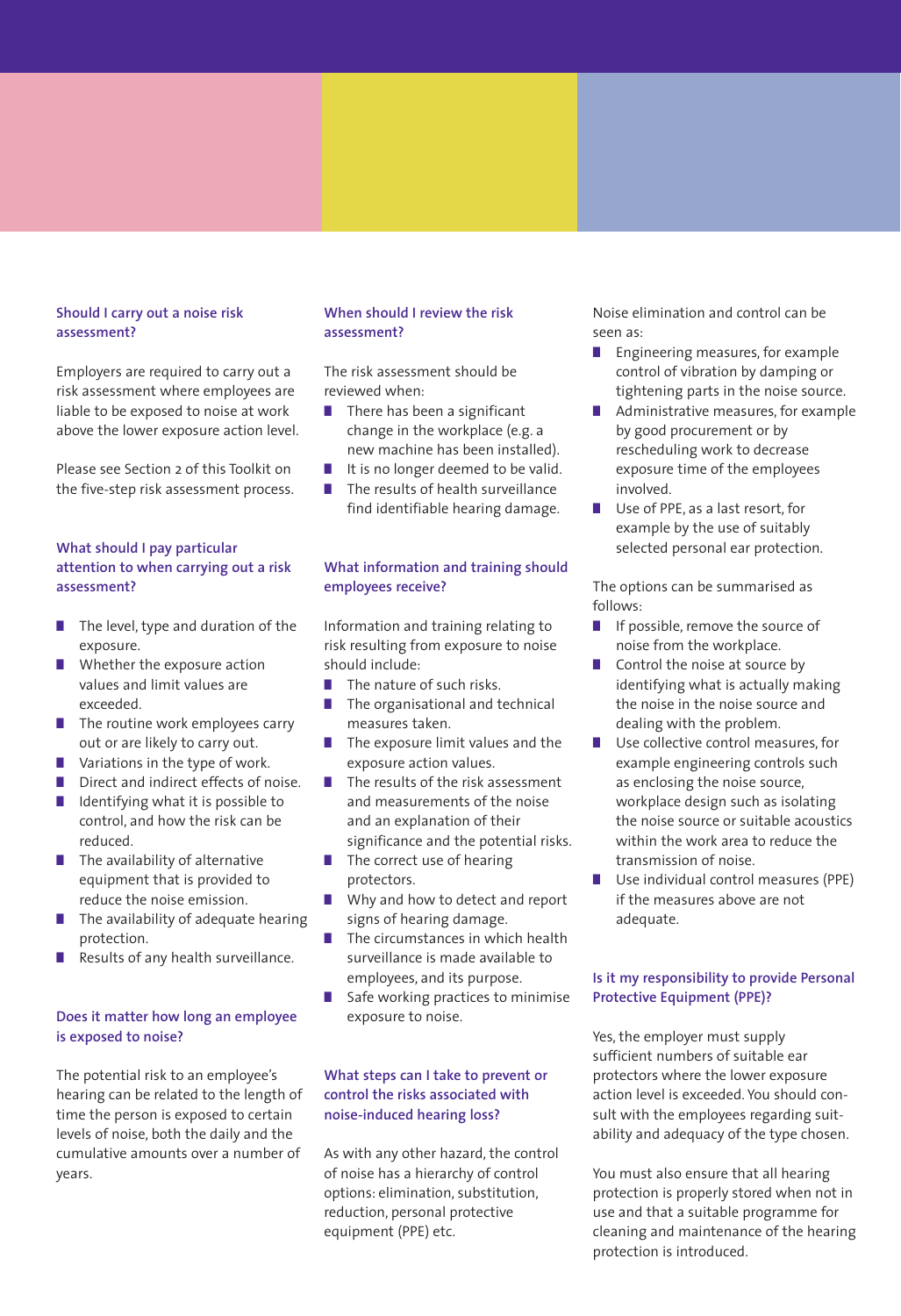### Should I carry out a noise risk assessment?

Employers are required to carry out a risk assessment where employees are liable to be exposed to noise at work above the lower exposure action level.

Please see Section 2 of this Toolkit on the five-step risk assessment process.

### What should I pay particular attention to when carrying out a risk assessment?

- The level, type and duration of the exposure.
- Whether the exposure action values and limit values are exceeded.
- The routine work employees carry out or are likely to carry out.
- Variations in the type of work.
- Direct and indirect effects of noise.
- Identifying what it is possible to control, and how the risk can be reduced.
- The availability of alternative equipment that is provided to reduce the noise emission.
- The availability of adequate hearing protection.
- Results of any health surveillance.

### Does it matter how long an employee is exposed to noise?

The potential risk to an employee's hearing can be related to the length of time the person is exposed to certain levels of noise, both the daily and the cumulative amounts over a number of years.

### When should I review the risk assessment?

The risk assessment should be reviewed when:

- There has been a significant change in the workplace (e.g. a new machine has been installed).
- It is no longer deemed to be valid.
- The results of health surveillance find identifiable hearing damage.

### What information and training should employees receive?

Information and training relating to risk resulting from exposure to noise should include:

- The nature of such risks.
- The organisational and technical measures taken.
- The exposure limit values and the exposure action values.
- The results of the risk assessment and measurements of the noise and an explanation of their significance and the potential risks.
- The correct use of hearing protectors.
- Why and how to detect and report signs of hearing damage.
- The circumstances in which health surveillance is made available to employees, and its purpose.
- Safe working practices to minimise exposure to noise.

### What steps can I take to prevent or control the risks associated with noise-induced hearing loss?

As with any other hazard, the control of noise has a hierarchy of control options: elimination, substitution, reduction, personal protective equipment (PPE) etc.

Noise elimination and control can be seen as:

- Engineering measures, for example control of vibration by damping or tightening parts in the noise source.
- Administrative measures, for example by good procurement or by rescheduling work to decrease exposure time of the employees involved.
- Use of PPE, as a last resort, for example by the use of suitably selected personal ear protection.

The options can be summarised as follows:

- If possible, remove the source of noise from the workplace.
- Control the noise at source by identifying what is actually making the noise in the noise source and dealing with the problem.
- Use collective control measures, for example engineering controls such as enclosing the noise source, workplace design such as isolating the noise source or suitable acoustics within the work area to reduce the transmission of noise.
- Use individual control measures (PPE) if the measures above are not adequate.

### Is it my responsibility to provide Personal Protective Equipment (PPE)?

Yes, the employer must supply sufficient numbers of suitable ear protectors where the lower exposure action level is exceeded. You should consult with the employees regarding suitability and adequacy of the type chosen.

You must also ensure that all hearing protection is properly stored when not in use and that a suitable programme for cleaning and maintenance of the hearing protection is introduced.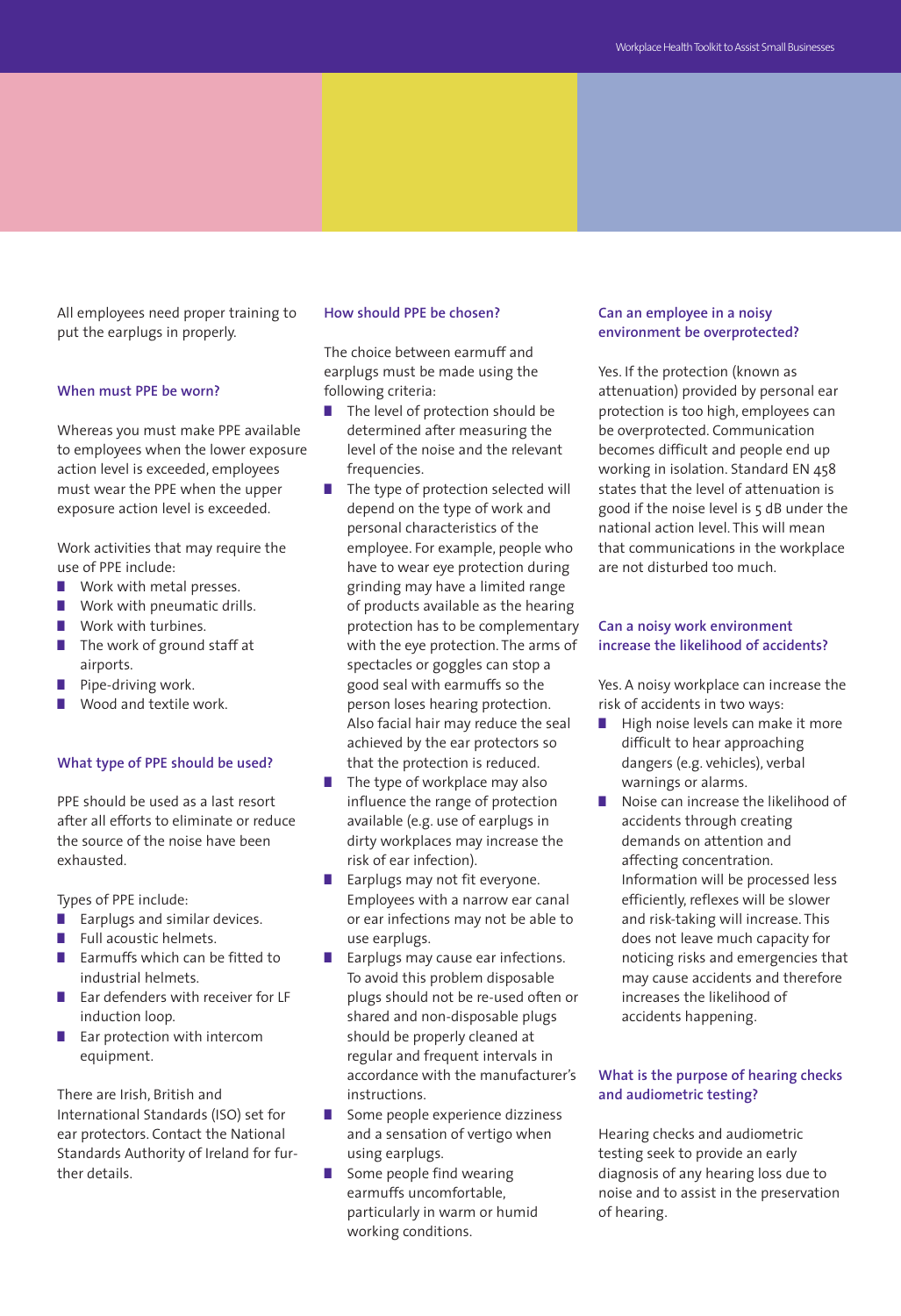All employees need proper training to put the earplugs in properly.

### When must PPE be worn?

Whereas you must make PPE available to employees when the lower exposure action level is exceeded, employees must wear the PPE when the upper exposure action level is exceeded.

Work activities that may require the use of PPE include:

- Work with metal presses.
- Work with pneumatic drills.
- Work with turbines.
- The work of ground staff at airports.
- Pipe-driving work.
- Wood and textile work.

### What type of PPE should be used?

PPE should be used as a last resort after all efforts to eliminate or reduce the source of the noise have been exhausted.

Types of PPE include:

- Earplugs and similar devices.
- Full acoustic helmets.
- Earmuffs which can be fitted to industrial helmets.
- Ear defenders with receiver for LF induction loop.
- Ear protection with intercom equipment.

There are Irish, British and International Standards (ISO) set for ear protectors. Contact the National Standards Authority of Ireland for further details.

### How should PPE be chosen?

The choice between earmuff and earplugs must be made using the following criteria:

- The level of protection should be determined after measuring the level of the noise and the relevant frequencies.
- The type of protection selected will depend on the type of work and personal characteristics of the employee. For example, people who have to wear eye protection during grinding may have a limited range of products available as the hearing protection has to be complementary with the eye protection. The arms of spectacles or goggles can stop a good seal with earmuffs so the person loses hearing protection. Also facial hair may reduce the seal achieved by the ear protectors so that the protection is reduced.
- The type of workplace may also influence the range of protection available (e.g. use of earplugs in dirty workplaces may increase the risk of ear infection).
- Earplugs may not fit everyone. Employees with a narrow ear canal or ear infections may not be able to use earplugs.
- Earplugs may cause ear infections. To avoid this problem disposable plugs should not be re-used often or shared and non-disposable plugs should be properly cleaned at regular and frequent intervals in accordance with the manufacturer's instructions.
- Some people experience dizziness and a sensation of vertigo when using earplugs.
- Some people find wearing earmuffs uncomfortable, particularly in warm or humid working conditions.

### Can an employee in a noisy environment be overprotected?

Yes. If the protection (known as attenuation) provided by personal ear protection is too high, employees can be overprotected. Communication becomes difficult and people end up working in isolation. Standard EN 458 states that the level of attenuation is good if the noise level is 5 dB under the national action level. This will mean that communications in the workplace are not disturbed too much.

### Can a noisy work environment increase the likelihood of accidents?

Yes. A noisy workplace can increase the risk of accidents in two ways:

- High noise levels can make it more difficult to hear approaching dangers (e.g. vehicles), verbal warnings or alarms.
- Noise can increase the likelihood of accidents through creating demands on attention and affecting concentration. Information will be processed less efficiently, reflexes will be slower and risk-taking will increase. This does not leave much capacity for noticing risks and emergencies that may cause accidents and therefore increases the likelihood of accidents happening.

### What is the purpose of hearing checks and audiometric testing?

Hearing checks and audiometric testing seek to provide an early diagnosis of any hearing loss due to noise and to assist in the preservation of hearing.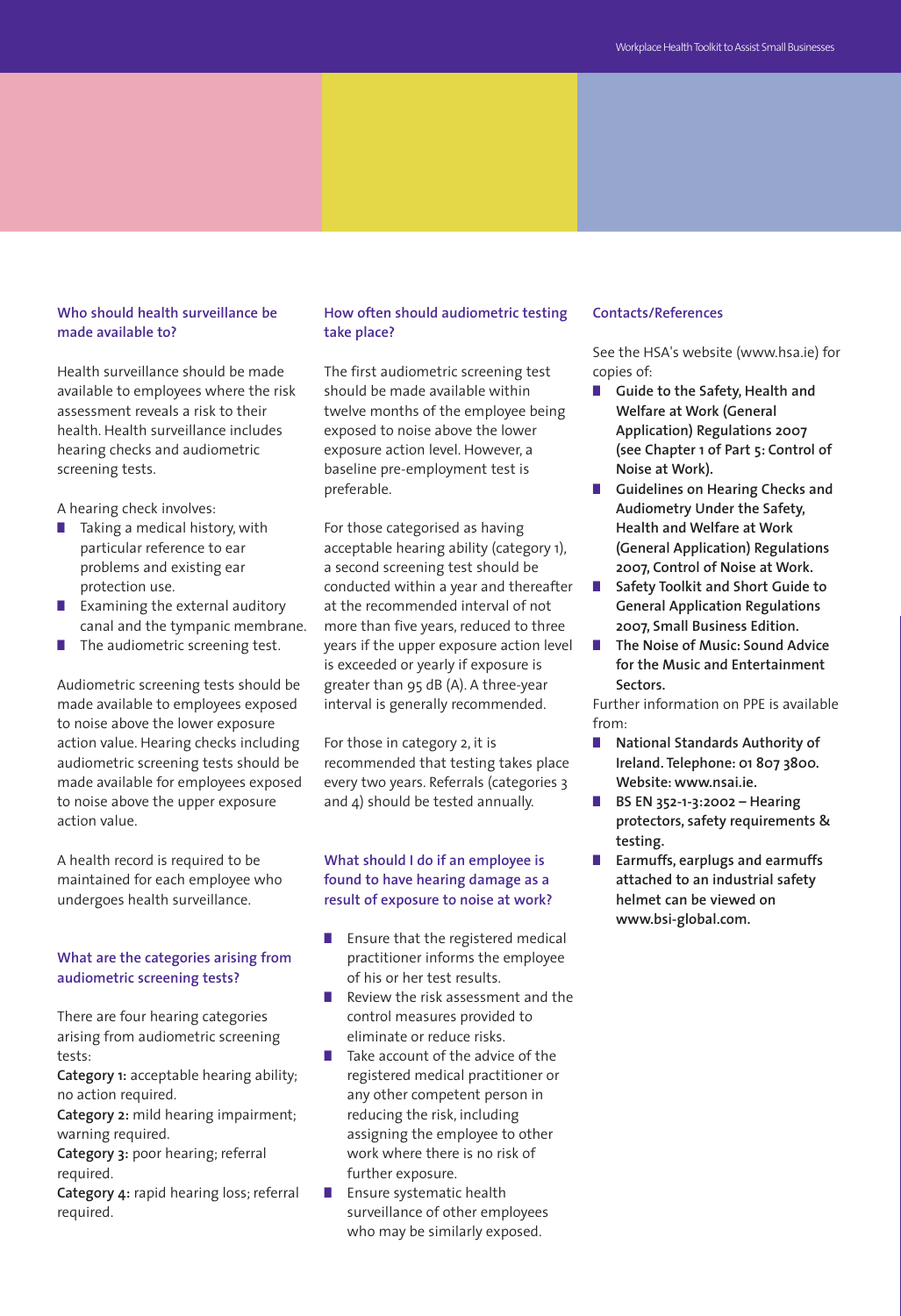### Who should health surveillance be made available to?

Health surveillance should be made available to employees where the risk assessment reveals a risk to their health. Health surveillance includes hearing checks and audiometric screening tests.

A hearing check involves:

- Taking a medical history, with particular reference to ear problems and existing ear protection use.
- Examining the external auditory canal and the tympanic membrane.
- The audiometric screening test.

Audiometric screening tests should be made available to employees exposed to noise above the lower exposure action value. Hearing checks including audiometric screening tests should be made available for employees exposed to noise above the upper exposure action value.

A health record is required to be maintained for each employee who undergoes health surveillance.

### What are the categories arising from audiometric screening tests?

There are four hearing categories arising from audiometric screening tests:

**Category 1:** acceptable hearing ability; no action required.
**Category 2:** mild hearing impairment; warning required.
**Category 3:** poor hearing; referral required.
**Category 4:** rapid hearing loss; referral required.

### How often should audiometric testing take place?

The first audiometric screening test should be made available within twelve months of the employee being exposed to noise above the lower exposure action level. However, a baseline pre-employment test is preferable.

For those categorised as having acceptable hearing ability (category 1), a second screening test should be conducted within a year and thereafter at the recommended interval of not more than five years, reduced to three years if the upper exposure action level is exceeded or yearly if exposure is greater than 95 dB (A). A three-year interval is generally recommended.

For those in category 2, it is recommended that testing takes place every two years. Referrals (categories 3 and 4) should be tested annually.

### What should I do if an employee is found to have hearing damage as a result of exposure to noise at work?

- Ensure that the registered medical practitioner informs the employee of his or her test results.
- Review the risk assessment and the control measures provided to eliminate or reduce risks.
- Take account of the advice of the registered medical practitioner or any other competent person in reducing the risk, including assigning the employee to other work where there is no risk of further exposure.
- Ensure systematic health surveillance of other employees who may be similarly exposed.

### Contacts/References

See the HSA's website (www.hsa.ie) for copies of:

- **Guide to the Safety, Health and Welfare at Work (General Application) Regulations 2007 (see Chapter 1 of Part 5: Control of Noise at Work).**
- **Guidelines on Hearing Checks and Audiometry Under the Safety, Health and Welfare at Work (General Application) Regulations 2007, Control of Noise at Work.**
- **Safety Toolkit and Short Guide to General Application Regulations 2007, Small Business Edition.**
- **The Noise of Music: Sound Advice for the Music and Entertainment Sectors.**

Further information on PPE is available from:

- **National Standards Authority of Ireland. Telephone: 01 807 3800. Website: www.nsai.ie.**
- **BS EN 352-1-3:2002 – Hearing protectors, safety requirements & testing.**
- **Earmuffs, earplugs and earmuffs attached to an industrial safety helmet can be viewed on www.bsi-global.com.**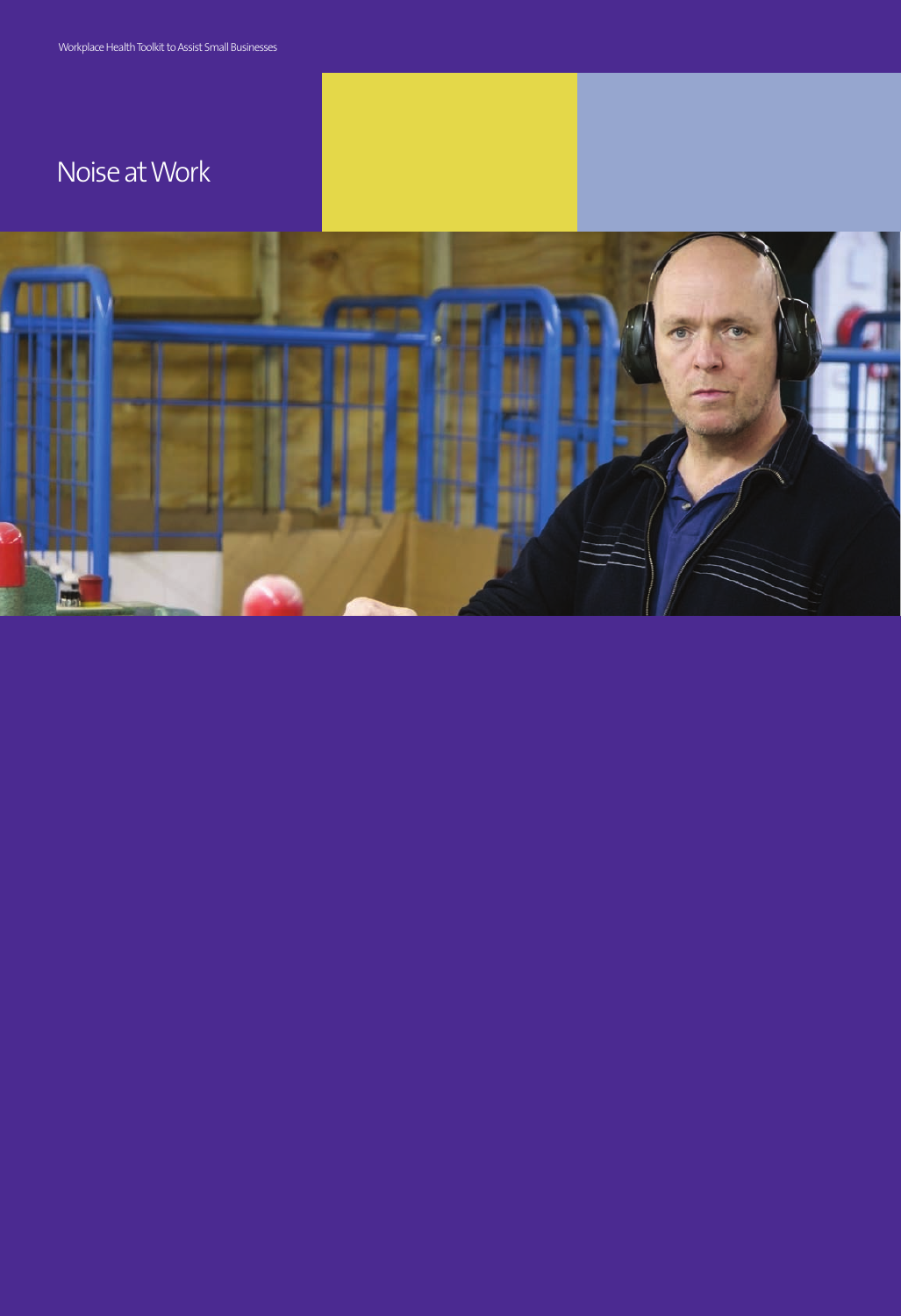Workplace Health Toolkit to Assist Small Businesses

# Noise at Work